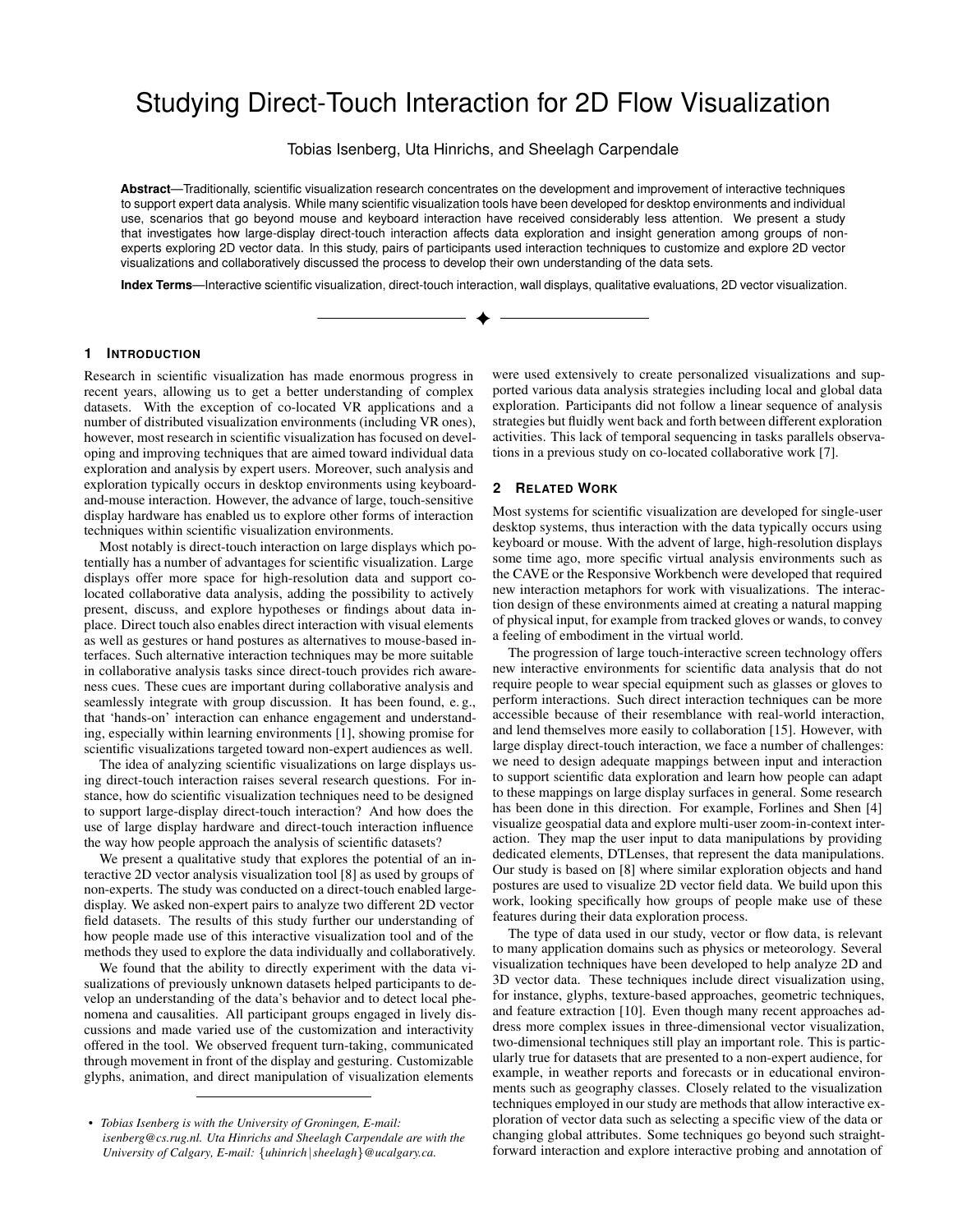# Studying Direct-Touch Interaction for 2D Flow Visualization

Tobias Isenberg, Uta Hinrichs, and Sheelagh Carpendale

**Abstract**—Traditionally, scientific visualization research concentrates on the development and improvement of interactive techniques to support expert data analysis. While many scientific visualization tools have been developed for desktop environments and individual use, scenarios that go beyond mouse and keyboard interaction have received considerably less attention. We present a study that investigates how large-display direct-touch interaction affects data exploration and insight generation among groups of non-experts exploring 2D vector data. In this study, pairs of participants used interaction techniques to customize and explore 2D vector visualizations and collaboratively discussed the process to develop their own understanding of the data sets.

**Index Terms**—Interactive scientific visualization, direct-touch interaction, wall displays, qualitative evaluations, 2D vector visualization.

## 1 Introduction

Research in scientific visualization has made enormous progress in recent years, allowing us to get a better understanding of complex datasets. With the exception of co-located VR applications and a number of distributed visualization environments (including VR ones), however, most research in scientific visualization has focused on developing and improving techniques that are aimed toward individual data exploration and analysis by expert users. Moreover, such analysis and exploration typically occurs in desktop environments using keyboard-and-mouse interaction. However, the advance of large, touch-sensitive display hardware has enabled us to explore other forms of interaction techniques within scientific visualization environments.

Most notably is direct-touch interaction on large displays which potentially has a number of advantages for scientific visualization. Large displays offer more space for high-resolution data and support co-located collaborative data analysis, adding the possibility to actively present, discuss, and explore hypotheses or findings about data in-place. Direct touch also enables direct interaction with visual elements as well as gestures or hand postures as alternatives to mouse-based interfaces. Such alternative interaction techniques may be more suitable in collaborative analysis tasks since direct-touch provides rich awareness cues. These cues are important during collaborative analysis and seamlessly integrate with group discussion. It has been found, e. g., that 'hands-on' interaction can enhance engagement and understanding, especially within learning environments [1], showing promise for scientific visualizations targeted toward non-expert audiences as well.

The idea of analyzing scientific visualizations on large displays using direct-touch interaction raises several research questions. For instance, how do scientific visualization techniques need to be designed to support large-display direct-touch interaction? And how does the use of large display hardware and direct-touch interaction influence the way how people approach the analysis of scientific datasets?

We present a qualitative study that explores the potential of an interactive 2D vector analysis visualization tool [8] as used by groups of non-experts. The study was conducted on a direct-touch enabled large-display. We asked non-expert pairs to analyze two different 2D vector field datasets. The results of this study further our understanding of how people made use of this interactive visualization tool and of the methods they used to explore the data individually and collaboratively.

We found that the ability to directly experiment with the data visualizations of previously unknown datasets helped participants to develop an understanding of the data's behavior and to detect local phenomena and causalities. All participant groups engaged in lively discussions and made varied use of the customization and interactivity offered in the tool. We observed frequent turn-taking, communicated through movement in front of the display and gesturing. Customizable glyphs, animation, and direct manipulation of visualization elements were used extensively to create personalized visualizations and supported various data analysis strategies including local and global data exploration. Participants did not follow a linear sequence of analysis strategies but fluidly went back and forth between different exploration activities. This lack of temporal sequencing in tasks parallels observations in a previous study on co-located collaborative work [7].

- *Tobias Isenberg is with the University of Groningen, E-mail: isenberg@cs.rug.nl. Uta Hinrichs and Sheelagh Carpendale are with the University of Calgary, E-mail: {uhinrich|sheelagh}@ucalgary.ca.*

## 2 Related Work

Most systems for scientific visualization are developed for single-user desktop systems, thus interaction with the data typically occurs using keyboard or mouse. With the advent of large, high-resolution displays some time ago, more specific virtual analysis environments such as the CAVE or the Responsive Workbench were developed that required new interaction metaphors for work with visualizations. The interaction design of these environments aimed at creating a natural mapping of physical input, for example from tracked gloves or wands, to convey a feeling of embodiment in the virtual world.

The progression of large touch-interactive screen technology offers new interactive environments for scientific data analysis that do not require people to wear special equipment such as glasses or gloves to perform interactions. Such direct interaction techniques can be more accessible because of their resemblance with real-world interaction, and lend themselves more easily to collaboration [15]. However, with large display direct-touch interaction, we face a number of challenges: we need to design adequate mappings between input and interaction to support scientific data exploration and learn how people can adapt to these mappings on large display surfaces in general. Some research has been done in this direction. For example, Forlines and Shen [4] visualize geospatial data and explore multi-user zoom-in-context interaction. They map the user input to data manipulations by providing dedicated elements, DTLenses, that represent the data manipulations. Our study is based on [8] where similar exploration objects and hand postures are used to visualize 2D vector field data. We build upon this work, looking specifically how groups of people make use of these features during their data exploration process.

The type of data used in our study, vector or flow data, is relevant to many application domains such as physics or meteorology. Several visualization techniques have been developed to help analyze 2D and 3D vector data. These techniques include direct visualization using, for instance, glyphs, texture-based approaches, geometric techniques, and feature extraction [10]. Even though many recent approaches address more complex issues in three-dimensional vector visualization, two-dimensional techniques still play an important role. This is particularly true for datasets that are presented to a non-expert audience, for example, in weather reports and forecasts or in educational environments such as geography classes. Closely related to the visualization techniques employed in our study are methods that allow interactive exploration of vector data such as selecting a specific view of the data or changing global attributes. Some techniques go beyond such straightforward interaction and explore interactive probing and annotation of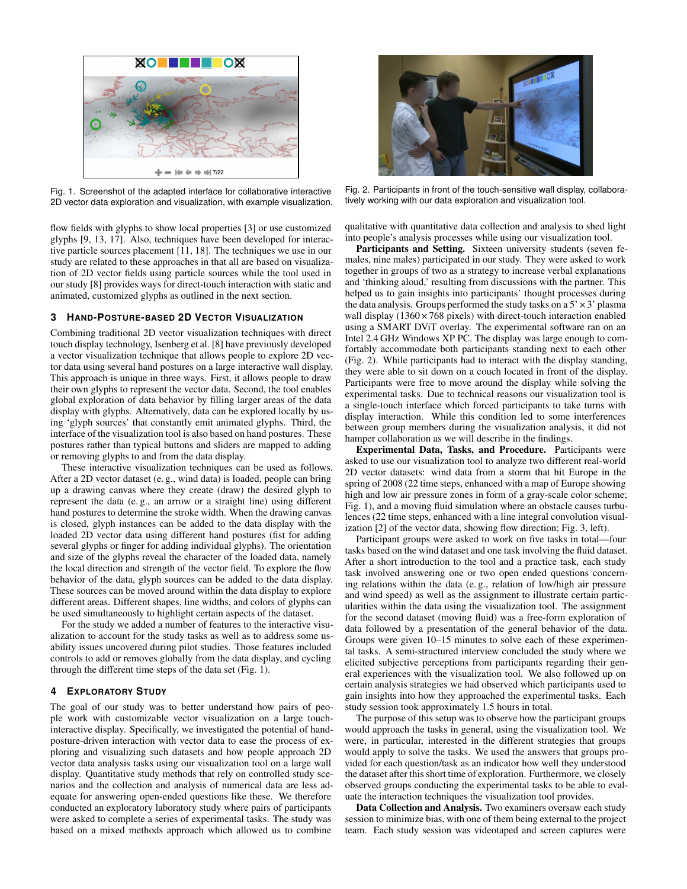Fig. 1. Screenshot of the adapted interface for collaborative interactive 2D vector data exploration and visualization, with example visualization.

Fig. 2. Participants in front of the touch-sensitive wall display, collaboratively working with our data exploration and visualization tool.

flow fields with glyphs to show local properties [3] or use customized glyphs [9, 13, 17]. Also, techniques have been developed for interactive particle sources placement [11, 18]. The techniques we use in our study are related to these approaches in that all are based on visualization of 2D vector fields using particle sources while the tool used in our study [8] provides ways for direct-touch interaction with static and animated, customized glyphs as outlined in the next section.

## 3 Hand-Posture-based 2D Vector Visualization

Combining traditional 2D vector visualization techniques with direct touch display technology, Isenberg et al. [8] have previously developed a vector visualization technique that allows people to explore 2D vector data using several hand postures on a large interactive wall display. This approach is unique in three ways. First, it allows people to draw their own glyphs to represent the vector data. Second, the tool enables global exploration of data behavior by filling larger areas of the data display with glyphs. Alternatively, data can be explored locally by using 'glyph sources' that constantly emit animated glyphs. Third, the interface of the visualization tool is also based on hand postures. These postures rather than typical buttons and sliders are mapped to adding or removing glyphs to and from the data display.

These interactive visualization techniques can be used as follows. After a 2D vector dataset (e. g., wind data) is loaded, people can bring up a drawing canvas where they create (draw) the desired glyph to represent the data (e. g., an arrow or a straight line) using different hand postures to determine the stroke width. When the drawing canvas is closed, glyph instances can be added to the data display with the loaded 2D vector data using different hand postures (fist for adding several glyphs or finger for adding individual glyphs). The orientation and size of the glyphs reveal the character of the loaded data, namely the local direction and strength of the vector field. To explore the flow behavior of the data, glyph sources can be added to the data display. These sources can be moved around within the data display to explore different areas. Different shapes, line widths, and colors of glyphs can be used simultaneously to highlight certain aspects of the dataset.

For the study we added a number of features to the interactive visualization to account for the study tasks as well as to address some usability issues uncovered during pilot studies. Those features included controls to add or removes globally from the data display, and cycling through the different time steps of the data set (Fig. 1).

## 4 Exploratory Study

The goal of our study was to better understand how pairs of people work with customizable vector visualization on a large touch-interactive display. Specifically, we investigated the potential of hand-posture-driven interaction with vector data to ease the process of exploring and visualizing such datasets and how people approach 2D vector data analysis tasks using our visualization tool on a large wall display. Quantitative study methods that rely on controlled study scenarios and the collection and analysis of numerical data are less adequate for answering open-ended questions like these. We therefore conducted an exploratory laboratory study where pairs of participants were asked to complete a series of experimental tasks. The study was based on a mixed methods approach which allowed us to combine qualitative with quantitative data collection and analysis to shed light into people's analysis processes while using our visualization tool.

**Participants and Setting.** Sixteen university students (seven females, nine males) participated in our study. They were asked to work together in groups of two as a strategy to increase verbal explanations and 'thinking aloud,' resulting from discussions with the partner. This helped us to gain insights into participants' thought processes during the data analysis. Groups performed the study tasks on a 5' × 3' plasma wall display (1360 × 768 pixels) with direct-touch interaction enabled using a SMART DViT overlay. The experimental software ran on an Intel 2.4 GHz Windows XP PC. The display was large enough to comfortably accommodate both participants standing next to each other (Fig. 2). While participants had to interact with the display standing, they were able to sit down on a couch located in front of the display. Participants were free to move around the display while solving the experimental tasks. Due to technical reasons our visualization tool is a single-touch interface which forced participants to take turns with display interaction. While this condition led to some interferences between group members during the visualization analysis, it did not hamper collaboration as we will describe in the findings.

**Experimental Data, Tasks, and Procedure.** Participants were asked to use our visualization tool to analyze two different real-world 2D vector datasets: wind data from a storm that hit Europe in the spring of 2008 (22 time steps, enhanced with a map of Europe showing high and low air pressure zones in form of a gray-scale color scheme; Fig. 1), and a moving fluid simulation where an obstacle causes turbulences (22 time steps, enhanced with a line integral convolution visualization [2] of the vector data, showing flow direction; Fig. 3, left).

Participant groups were asked to work on five tasks in total—four tasks based on the wind dataset and one task involving the fluid dataset. After a short introduction to the tool and a practice task, each study task involved answering one or two open ended questions concerning relations within the data (e. g., relation of low/high air pressure and wind speed) as well as the assignment to illustrate certain particularities within the data using the visualization tool. The assignment for the second dataset (moving fluid) was a free-form exploration of data followed by a presentation of the general behavior of the data. Groups were given 10–15 minutes to solve each of these experimental tasks. A semi-structured interview concluded the study where we elicited subjective perceptions from participants regarding their general experiences with the visualization tool. We also followed up on certain analysis strategies we had observed which participants used to gain insights into how they approached the experimental tasks. Each study session took approximately 1.5 hours in total.

The purpose of this setup was to observe how the participant groups would approach the tasks in general, using the visualization tool. We were, in particular, interested in the different strategies that groups would apply to solve the tasks. We used the answers that groups provided for each question/task as an indicator how well they understood the dataset after this short time of exploration. Furthermore, we closely observed groups conducting the experimental tasks to be able to evaluate the interaction techniques the visualization tool provides.

**Data Collection and Analysis.** Two examiners oversaw each study session to minimize bias, with one of them being external to the project team. Each study session was videotaped and screen captures were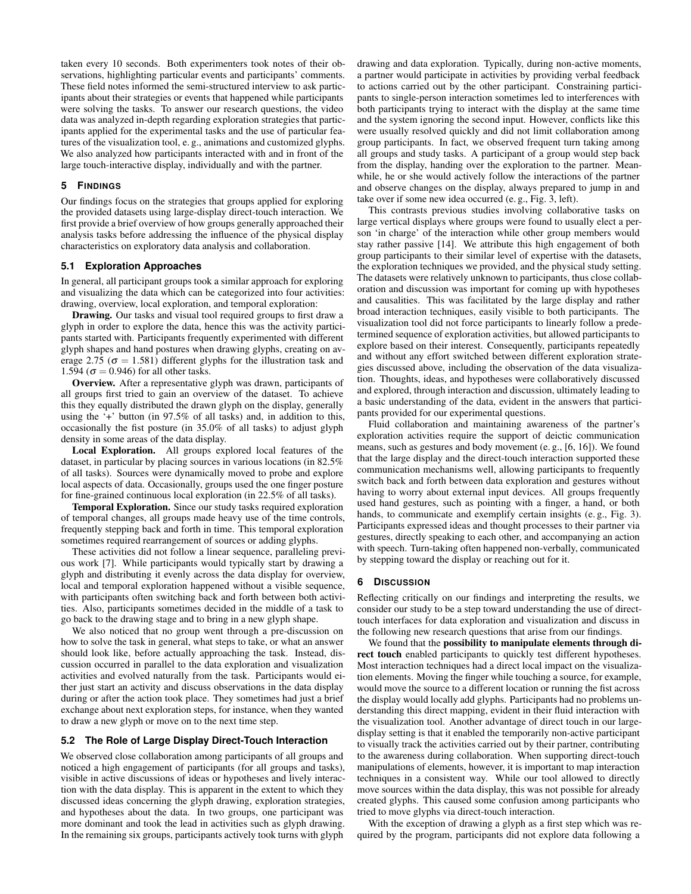taken every 10 seconds. Both experimenters took notes of their observations, highlighting particular events and participants' comments. These field notes informed the semi-structured interview to ask participants about their strategies or events that happened while participants were solving the tasks. To answer our research questions, the video data was analyzed in-depth regarding exploration strategies that participants applied for the experimental tasks and the use of particular features of the visualization tool, e. g., animations and customized glyphs. We also analyzed how participants interacted with and in front of the large touch-interactive display, individually and with the partner.

## 5 FINDINGS

Our findings focus on the strategies that groups applied for exploring the provided datasets using large-display direct-touch interaction. We first provide a brief overview of how groups generally approached their analysis tasks before addressing the influence of the physical display characteristics on exploratory data analysis and collaboration.

### 5.1 Exploration Approaches

In general, all participant groups took a similar approach for exploring and visualizing the data which can be categorized into four activities: drawing, overview, local exploration, and temporal exploration:

**Drawing.** Our tasks and visual tool required groups to first draw a glyph in order to explore the data, hence this was the activity participants started with. Participants frequently experimented with different glyph shapes and hand postures when drawing glyphs, creating on average 2.75 ($\sigma = 1.581$) different glyphs for the illustration task and 1.594 ($\sigma = 0.946$) for all other tasks.

**Overview.** After a representative glyph was drawn, participants of all groups first tried to gain an overview of the dataset. To achieve this they equally distributed the drawn glyph on the display, generally using the '+' button (in 97.5% of all tasks) and, in addition to this, occasionally the fist posture (in 35.0% of all tasks) to adjust glyph density in some areas of the data display.

**Local Exploration.** All groups explored local features of the dataset, in particular by placing sources in various locations (in 82.5% of all tasks). Sources were dynamically moved to probe and explore local aspects of data. Occasionally, groups used the one finger posture for fine-grained continuous local exploration (in 22.5% of all tasks).

**Temporal Exploration.** Since our study tasks required exploration of temporal changes, all groups made heavy use of the time controls, frequently stepping back and forth in time. This temporal exploration sometimes required rearrangement of sources or adding glyphs.

These activities did not follow a linear sequence, paralleling previous work [7]. While participants would typically start by drawing a glyph and distributing it evenly across the data display for overview, local and temporal exploration happened without a visible sequence, with participants often switching back and forth between both activities. Also, participants sometimes decided in the middle of a task to go back to the drawing stage and to bring in a new glyph shape.

We also noticed that no group went through a pre-discussion on how to solve the task in general, what steps to take, or what an answer should look like, before actually approaching the task. Instead, discussion occurred in parallel to the data exploration and visualization activities and evolved naturally from the task. Participants would either just start an activity and discuss observations in the data display during or after the action took place. They sometimes had just a brief exchange about next exploration steps, for instance, when they wanted to draw a new glyph or move on to the next time step.

### 5.2 The Role of Large Display Direct-Touch Interaction

We observed close collaboration among participants of all groups and noticed a high engagement of participants (for all groups and tasks), visible in active discussions of ideas or hypotheses and lively interaction with the data display. This is apparent in the extent to which they discussed ideas concerning the glyph drawing, exploration strategies, and hypotheses about the data. In two groups, one participant was more dominant and took the lead in activities such as glyph drawing. In the remaining six groups, participants actively took turns with glyph drawing and data exploration. Typically, during non-active moments, a partner would participate in activities by providing verbal feedback to actions carried out by the other participant. Constraining participants to single-person interaction sometimes led to interferences with both participants trying to interact with the display at the same time and the system ignoring the second input. However, conflicts like this were usually resolved quickly and did not limit collaboration among group participants. In fact, we observed frequent turn taking among all groups and study tasks. A participant of a group would step back from the display, handing over the exploration to the partner. Meanwhile, he or she would actively follow the interactions of the partner and observe changes on the display, always prepared to jump in and take over if some new idea occurred (e. g., Fig. 3, left).

This contrasts previous studies involving collaborative tasks on large vertical displays where groups were found to usually elect a person 'in charge' of the interaction while other group members would stay rather passive [14]. We attribute this high engagement of both group participants to their similar level of expertise with the datasets, the exploration techniques we provided, and the physical study setting. The datasets were relatively unknown to participants, thus close collaboration and discussion was important for coming up with hypotheses and causalities. This was facilitated by the large display and rather broad interaction techniques, easily visible to both participants. The visualization tool did not force participants to linearly follow a predetermined sequence of exploration activities, but allowed participants to explore based on their interest. Consequently, participants repeatedly and without any effort switched between different exploration strategies discussed above, including the observation of the data visualization. Thoughts, ideas, and hypotheses were collaboratively discussed and explored, through interaction and discussion, ultimately leading to a basic understanding of the data, evident in the answers that participants provided for our experimental questions.

Fluid collaboration and maintaining awareness of the partner's exploration activities require the support of deictic communication means, such as gestures and body movement (e. g., [6, 16]). We found that the large display and the direct-touch interaction supported these communication mechanisms well, allowing participants to frequently switch back and forth between data exploration and gestures without having to worry about external input devices. All groups frequently used hand gestures, such as pointing with a finger, a hand, or both hands, to communicate and exemplify certain insights (e. g., Fig. 3). Participants expressed ideas and thought processes to their partner via gestures, directly speaking to each other, and accompanying an action with speech. Turn-taking often happened non-verbally, communicated by stepping toward the display or reaching out for it.

## 6 DISCUSSION

Reflecting critically on our findings and interpreting the results, we consider our study to be a step toward understanding the use of direct-touch interfaces for data exploration and visualization and discuss in the following new research questions that arise from our findings.

We found that the **possibility to manipulate elements through direct touch** enabled participants to quickly test different hypotheses. Most interaction techniques had a direct local impact on the visualization elements. Moving the finger while touching a source, for example, would move the source to a different location or running the fist across the display would locally add glyphs. Participants had no problems understanding this direct mapping, evident in their fluid interaction with the visualization tool. Another advantage of direct touch in our large-display setting is that it enabled the temporarily non-active participant to visually track the activities carried out by their partner, contributing to the awareness during collaboration. When supporting direct-touch manipulations of elements, however, it is important to map interaction techniques in a consistent way. While our tool allowed to directly move sources within the data display, this was not possible for already created glyphs. This caused some confusion among participants who tried to move glyphs via direct-touch interaction.

With the exception of drawing a glyph as a first step which was required by the program, participants did not explore data following a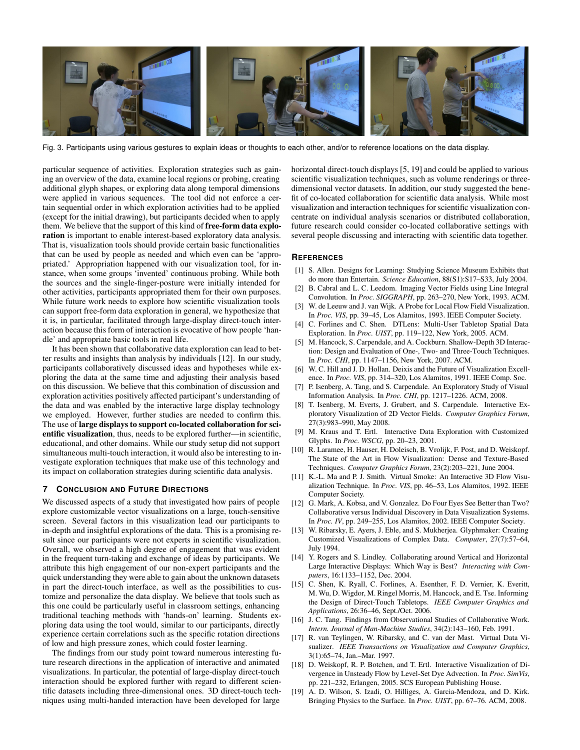Fig. 3. Participants using various gestures to explain ideas or thoughts to each other, and/or to reference locations on the data display.

particular sequence of activities. Exploration strategies such as gaining an overview of the data, examine local regions or probing, creating additional glyph shapes, or exploring data along temporal dimensions were applied in various sequences. The tool did not enforce a certain sequential order in which exploration activities had to be applied (except for the initial drawing), but participants decided when to apply them. We believe that the support of this kind of **free-form data exploration** is important to enable interest-based exploratory data analysis. That is, visualization tools should provide certain basic functionalities that can be used by people as needed and which even can be 'appropriated.' Appropriation happened with our visualization tool, for instance, when some groups 'invented' continuous probing. While both the sources and the single-finger-posture were initially intended for other activities, participants appropriated them for their own purposes. While future work needs to explore how scientific visualization tools can support free-form data exploration in general, we hypothesize that it is, in particular, facilitated through large-display direct-touch interaction because this form of interaction is evocative of how people 'handle' and appropriate basic tools in real life.

It has been shown that collaborative data exploration can lead to better results and insights than analysis by individuals [12]. In our study, participants collaboratively discussed ideas and hypotheses while exploring the data at the same time and adjusting their analysis based on this discussion. We believe that this combination of discussion and exploration activities positively affected participant's understanding of the data and was enabled by the interactive large display technology we employed. However, further studies are needed to confirm this. The use of **large displays to support co-located collaboration for scientific visualization**, thus, needs to be explored further—in scientific, educational, and other domains. While our study setup did not support simultaneous multi-touch interaction, it would also be interesting to investigate exploration techniques that make use of this technology and its impact on collaboration strategies during scientific data analysis.

## 7 Conclusion and Future Directions

We discussed aspects of a study that investigated how pairs of people explore customizable vector visualizations on a large, touch-sensitive screen. Several factors in this visualization lead our participants to in-depth and insightful explorations of the data. This is a promising result since our participants were not experts in scientific visualization. Overall, we observed a high degree of engagement that was evident in the frequent turn-taking and exchange of ideas by participants. We attribute this high engagement of our non-expert participants and the quick understanding they were able to gain about the unknown datasets in part the direct-touch interface, as well as the possibilities to customize and personalize the data display. We believe that tools such as this one could be particularly useful in classroom settings, enhancing traditional teaching methods with 'hands-on' learning. Students exploring data using the tool would, similar to our participants, directly experience certain correlations such as the specific rotation directions of low and high pressure zones, which could foster learning.

The findings from our study point toward numerous interesting future research directions in the application of interactive and animated visualizations. In particular, the potential of large-display direct-touch interaction should be explored further with regard to different scientific datasets including three-dimensional ones. 3D direct-touch techniques using multi-handed interaction have been developed for large horizontal direct-touch displays [5, 19] and could be applied to various scientific visualization techniques, such as volume renderings or three-dimensional vector datasets. In addition, our study suggested the benefit of co-located collaboration for scientific data analysis. While most visualization and interaction techniques for scientific visualization concentrate on individual analysis scenarios or distributed collaboration, future research could consider co-located collaborative settings with several people discussing and interacting with scientific data together.

## References

[1] S. Allen. Designs for Learning: Studying Science Museum Exhibits that do more than Entertain. *Science Education*, 88(S1):S17–S33, July 2004.

[2] B. Cabral and L. C. Leedom. Imaging Vector Fields using Line Integral Convolution. In *Proc. SIGGRAPH*, pp. 263–270, New York, 1993. ACM.

[3] W. de Leeuw and J. van Wijk. A Probe for Local Flow Field Visualization. In *Proc. VIS*, pp. 39–45, Los Alamitos, 1993. IEEE Computer Society.

[4] C. Forlines and C. Shen. DTLens: Multi-User Tabletop Spatial Data Exploration. In *Proc. UIST*, pp. 119–122, New York, 2005. ACM.

[5] M. Hancock, S. Carpendale, and A. Cockburn. Shallow-Depth 3D Interaction: Design and Evaluation of One-, Two- and Three-Touch Techniques. In *Proc. CHI*, pp. 1147–1156, New York, 2007. ACM.

[6] W. C. Hill and J. D. Hollan. Deixis and the Future of Visualization Excellence. In *Proc. VIS*, pp. 314–320, Los Alamitos, 1991. IEEE Comp. Soc.

[7] P. Isenberg, A. Tang, and S. Carpendale. An Exploratory Study of Visual Information Analysis. In *Proc. CHI*, pp. 1217–1226. ACM, 2008.

[8] T. Isenberg, M. Everts, J. Grubert, and S. Carpendale. Interactive Exploratory Visualization of 2D Vector Fields. *Computer Graphics Forum*, 27(3):983–990, May 2008.

[9] M. Kraus and T. Ertl. Interactive Data Exploration with Customized Glyphs. In *Proc. WSCG*, pp. 20–23, 2001.

[10] R. Laramee, H. Hauser, H. Doleisch, B. Vrolijk, F. Post, and D. Weiskopf. The State of the Art in Flow Visualization: Dense and Texture-Based Techniques. *Computer Graphics Forum*, 23(2):203–221, June 2004.

[11] K.-L. Ma and P. J. Smith. Virtual Smoke: An Interactive 3D Flow Visualization Technique. In *Proc. VIS*, pp. 46–53, Los Alamitos, 1992. IEEE Computer Society.

[12] G. Mark, A. Kobsa, and V. Gonzalez. Do Four Eyes See Better than Two? Collaborative versus Individual Discovery in Data Visualization Systems. In *Proc. IV*, pp. 249–255, Los Alamitos, 2002. IEEE Computer Society.

[13] W. Ribarsky, E. Ayers, J. Eble, and S. Mukherjea. Glyphmaker: Creating Customized Visualizations of Complex Data. *Computer*, 27(7):57–64, July 1994.

[14] Y. Rogers and S. Lindley. Collaborating around Vertical and Horizontal Large Interactive Displays: Which Way is Best? *Interacting with Computers*, 16:1133–1152, Dec. 2004.

[15] C. Shen, K. Ryall, C. Forlines, A. Esenther, F. D. Vernier, K. Everitt, M. Wu, D. Wigdor, M. Ringel Morris, M. Hancock, and E. Tse. Informing the Design of Direct-Touch Tabletops. *IEEE Computer Graphics and Applications*, 26:36–46, Sept./Oct. 2006.

[16] J. C. Tang. Findings from Observational Studies of Collaborative Work. *Intern. Journal of Man-Machine Studies*, 34(2):143–160, Feb. 1991.

[17] R. van Teylingen, W. Ribarsky, and C. van der Mast. Virtual Data Visualizer. *IEEE Transactions on Visualization and Computer Graphics*, 3(1):65–74, Jan.–Mar. 1997.

[18] D. Weiskopf, R. P. Botchen, and T. Ertl. Interactive Visualization of Divergence in Unsteady Flow by Level-Set Dye Advection. In *Proc. SimVis*, pp. 221–232, Erlangen, 2005. SCS European Publishing House.

[19] A. D. Wilson, S. Izadi, O. Hilliges, A. Garcia-Mendoza, and D. Kirk. Bringing Physics to the Surface. In *Proc. UIST*, pp. 67–76. ACM, 2008.